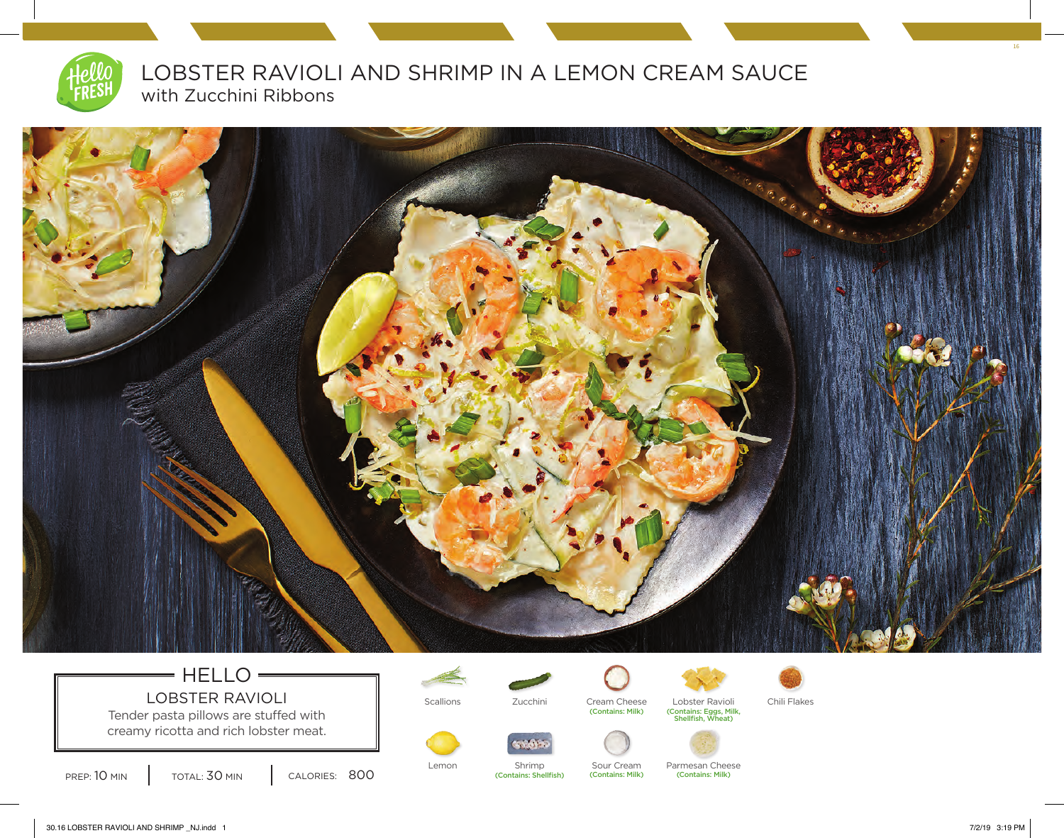# LOBSTER RAVIOLI AND SHRIMP IN A LEMON CREAM SAUCE

## with Zucchini Ribbons

## HELLO LOBSTER RAVIOLI

Tender pasta pillows are stuffed with creamy ricotta and rich lobster meat.

PREP: 10 MIN | TOTAL: 30 MIN | CALORIES: 800

- Scallions
- Zucchini
- Cream Cheese (Contains: Milk)
- Lobster Ravioli (Contains: Eggs, Milk, Shellfish, Wheat)
- Chili Flakes
- Lemon
- Shrimp (Contains: Shellfish)
- Sour Cream (Contains: Milk)
- Parmesan Cheese (Contains: Milk)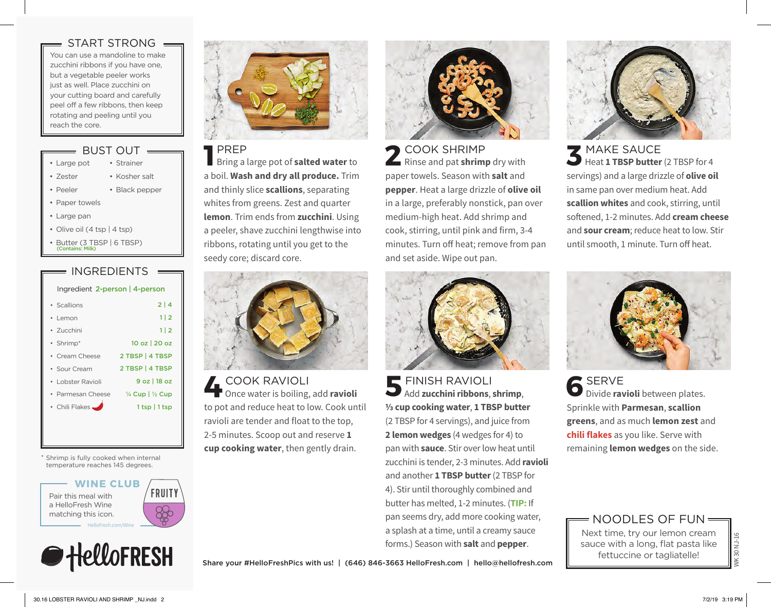## START STRONG

You can use a mandoline to make zucchini ribbons if you have one, but a vegetable peeler works just as well. Place zucchini on your cutting board and carefully peel off a few ribbons, then keep rotating and peeling until you reach the core.

## BUST OUT

- Large pot
- Zester
- Peeler
- Paper towels
- Large pan
- Olive oil (4 tsp | 4 tsp)
- Butter (3 TBSP | 6 TBSP) (Contains: Milk)
- Strainer
- Kosher salt
- Black pepper

## INGREDIENTS

| Ingredient | 2-person \| 4-person |
|---|---|
| Scallions | 2 \| 4 |
| Lemon | 1 \| 2 |
| Zucchini | 1 \| 2 |
| Shrimp* | 10 oz \| 20 oz |
| Cream Cheese | 2 TBSP \| 4 TBSP |
| Sour Cream | 2 TBSP \| 4 TBSP |
| Lobster Ravioli | 9 oz \| 18 oz |
| Parmesan Cheese | ¼ Cup \| ½ Cup |
| Chili Flakes | 1 tsp \| 1 tsp |

\* Shrimp is fully cooked when internal temperature reaches 145 degrees.

## WINE CLUB

Pair this meal with a HelloFresh Wine matching this icon.

FRUITY

HelloFresh.com/Wine

HelloFRESH

## 1 PREP

Bring a large pot of **salted water** to a boil. **Wash and dry all produce.** Trim and thinly slice **scallions**, separating whites from greens. Zest and quarter **lemon**. Trim ends from **zucchini**. Using a peeler, shave zucchini lengthwise into ribbons, rotating until you get to the seedy core; discard core.

## 2 COOK SHRIMP

Rinse and pat **shrimp** dry with paper towels. Season with **salt** and **pepper**. Heat a large drizzle of **olive oil** in a large, preferably nonstick, pan over medium-high heat. Add shrimp and cook, stirring, until pink and firm, 3-4 minutes. Turn off heat; remove from pan and set aside. Wipe out pan.

## 3 MAKE SAUCE

Heat **1 TBSP butter** (2 TBSP for 4 servings) and a large drizzle of **olive oil** in same pan over medium heat. Add **scallion whites** and cook, stirring, until softened, 1-2 minutes. Add **cream cheese** and **sour cream**; reduce heat to low. Stir until smooth, 1 minute. Turn off heat.

## 4 COOK RAVIOLI

Once water is boiling, add **ravioli** to pot and reduce heat to low. Cook until ravioli are tender and float to the top, 2-5 minutes. Scoop out and reserve **1 cup cooking water**, then gently drain.

## 5 FINISH RAVIOLI

Add **zucchini ribbons**, **shrimp**, **⅓ cup cooking water**, **1 TBSP butter** (2 TBSP for 4 servings), and juice from **2 lemon wedges** (4 wedges for 4) to pan with **sauce**. Stir over low heat until zucchini is tender, 2-3 minutes. Add **ravioli** and another **1 TBSP butter** (2 TBSP for 4). Stir until thoroughly combined and butter has melted, 1-2 minutes. (**TIP:** If pan seems dry, add more cooking water, a splash at a time, until a creamy sauce forms.) Season with **salt** and **pepper**.

## 6 SERVE

Divide **ravioli** between plates. Sprinkle with **Parmesan**, **scallion greens**, and as much **lemon zest** and **chili flakes** as you like. Serve with remaining **lemon wedges** on the side.

## NOODLES OF FUN

Next time, try our lemon cream sauce with a long, flat pasta like fettuccine or tagliatelle!

Share your #HelloFreshPics with us! | (646) 846-3663 HelloFresh.com | hello@hellofresh.com

WK 30 NJ-16